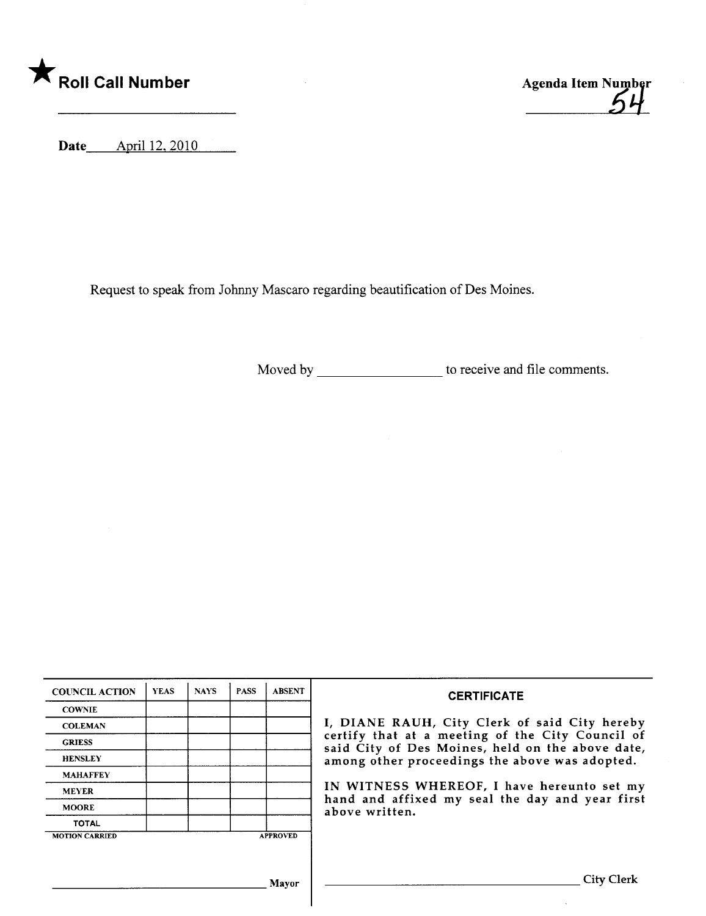★ **Roll Call Number** ______________________

**Agenda Item Number** 54

**Date** April 12, 2010

Request to speak from Johnny Mascaro regarding beautification of Des Moines.

Moved by ________________ to receive and file comments.

| COUNCIL ACTION | YEAS | NAYS | PASS | ABSENT |
|---|---|---|---|---|
| COWNIE | | | | |
| COLEMAN | | | | |
| GRIESS | | | | |
| HENSLEY | | | | |
| MAHAFFEY | | | | |
| MEYER | | | | |
| MOORE | | | | |
| TOTAL | | | | |

MOTION CARRIED APPROVED

______________________________ Mayor

**CERTIFICATE**

I, DIANE RAUH, City Clerk of said City hereby certify that at a meeting of the City Council of said City of Des Moines, held on the above date, among other proceedings the above was adopted.

IN WITNESS WHEREOF, I have hereunto set my hand and affixed my seal the day and year first above written.

______________________________ City Clerk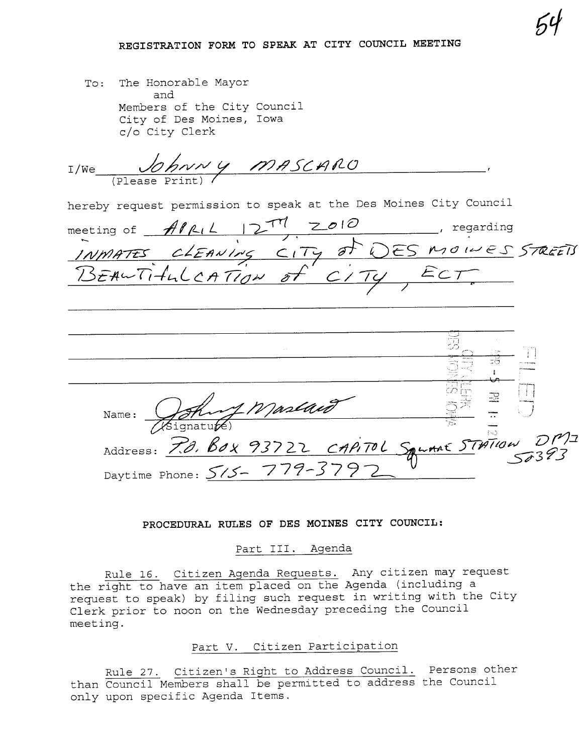## REGISTRATION FORM TO SPEAK AT CITY COUNCIL MEETING

To: The Honorable Mayor
and
Members of the City Council
City of Des Moines, Iowa
c/o City Clerk

I/We JOHNNY MASCARO,
(Please Print)

hereby request permission to speak at the Des Moines City Council meeting of APRIL 12TH, 2010, regarding INMATES CLEANING CITY of DES MOINES STREETS BEAUTIFULCATION of CITY, ECT.

FILED
APR -5 PM 1:12
CITY CLERK
DES MOINES, IOWA

Name: Johnny Mascaro
(Signature)

Address: P.O. BOX 93722 CAPITOL Square STATION DMI 50393

Daytime Phone: 515-779-3792

### PROCEDURAL RULES OF DES MOINES CITY COUNCIL:

Part III. Agenda

Rule 16. Citizen Agenda Requests. Any citizen may request the right to have an item placed on the Agenda (including a request to speak) by filing such request in writing with the City Clerk prior to noon on the Wednesday preceding the Council meeting.

Part V. Citizen Participation

Rule 27. Citizen's Right to Address Council. Persons other than Council Members shall be permitted to address the Council only upon specific Agenda Items.